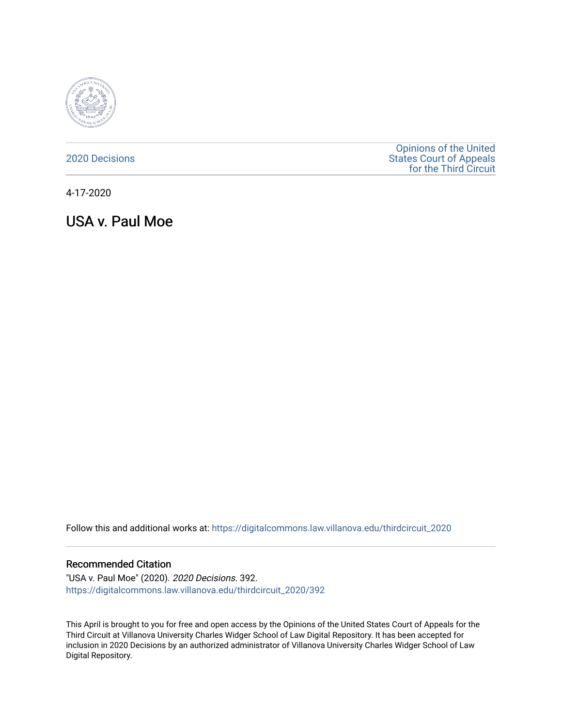2020 Decisions

Opinions of the United States Court of Appeals for the Third Circuit

4-17-2020

# USA v. Paul Moe

Follow this and additional works at: https://digitalcommons.law.villanova.edu/thirdcircuit_2020

## Recommended Citation

"USA v. Paul Moe" (2020). *2020 Decisions*. 392.
https://digitalcommons.law.villanova.edu/thirdcircuit_2020/392

This April is brought to you for free and open access by the Opinions of the United States Court of Appeals for the Third Circuit at Villanova University Charles Widger School of Law Digital Repository. It has been accepted for inclusion in 2020 Decisions by an authorized administrator of Villanova University Charles Widger School of Law Digital Repository.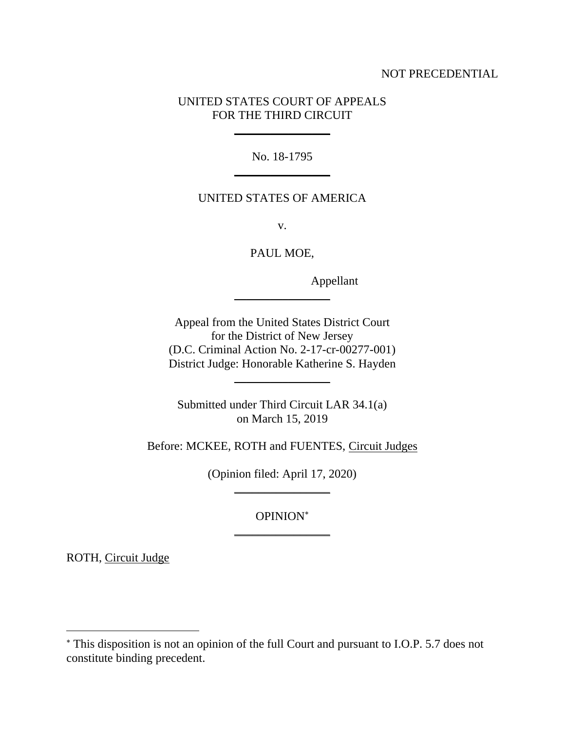NOT PRECEDENTIAL

UNITED STATES COURT OF APPEALS
FOR THE THIRD CIRCUIT

---

No. 18-1795

---

UNITED STATES OF AMERICA

v.

PAUL MOE,

Appellant

---

Appeal from the United States District Court
for the District of New Jersey
(D.C. Criminal Action No. 2-17-cr-00277-001)
District Judge: Honorable Katherine S. Hayden

---

Submitted under Third Circuit LAR 34.1(a)
on March 15, 2019

Before: MCKEE, ROTH and FUENTES, Circuit Judges

(Opinion filed: April 17, 2020)

---

OPINION[*]

---

ROTH, Circuit Judge

---

[*] This disposition is not an opinion of the full Court and pursuant to I.O.P. 5.7 does not constitute binding precedent.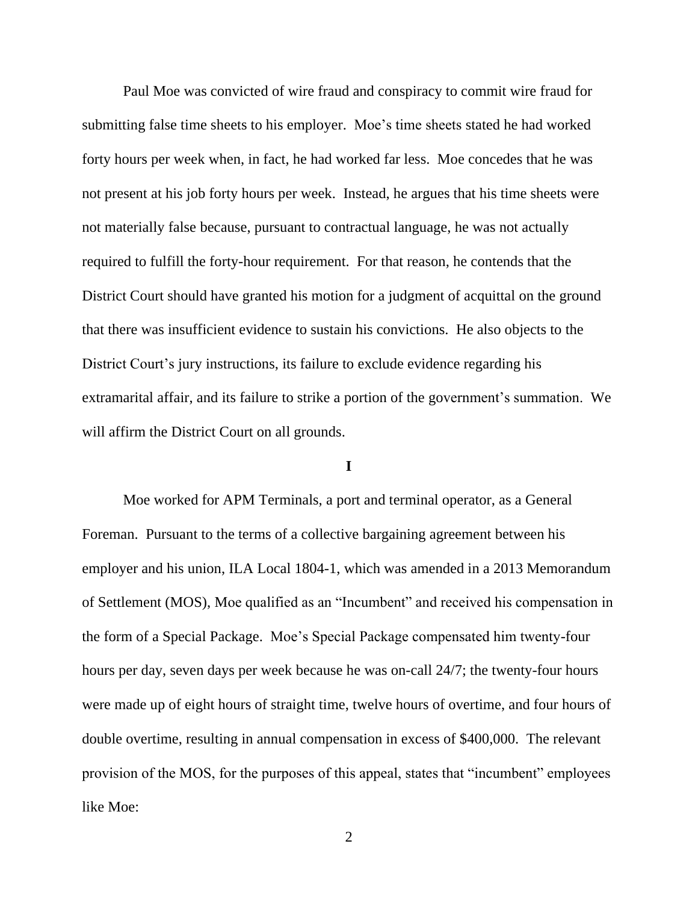Paul Moe was convicted of wire fraud and conspiracy to commit wire fraud for submitting false time sheets to his employer. Moe's time sheets stated he had worked forty hours per week when, in fact, he had worked far less. Moe concedes that he was not present at his job forty hours per week. Instead, he argues that his time sheets were not materially false because, pursuant to contractual language, he was not actually required to fulfill the forty-hour requirement. For that reason, he contends that the District Court should have granted his motion for a judgment of acquittal on the ground that there was insufficient evidence to sustain his convictions. He also objects to the District Court's jury instructions, its failure to exclude evidence regarding his extramarital affair, and its failure to strike a portion of the government's summation. We will affirm the District Court on all grounds.

## I

Moe worked for APM Terminals, a port and terminal operator, as a General Foreman. Pursuant to the terms of a collective bargaining agreement between his employer and his union, ILA Local 1804-1, which was amended in a 2013 Memorandum of Settlement (MOS), Moe qualified as an "Incumbent" and received his compensation in the form of a Special Package. Moe's Special Package compensated him twenty-four hours per day, seven days per week because he was on-call 24/7; the twenty-four hours were made up of eight hours of straight time, twelve hours of overtime, and four hours of double overtime, resulting in annual compensation in excess of $400,000. The relevant provision of the MOS, for the purposes of this appeal, states that "incumbent" employees like Moe: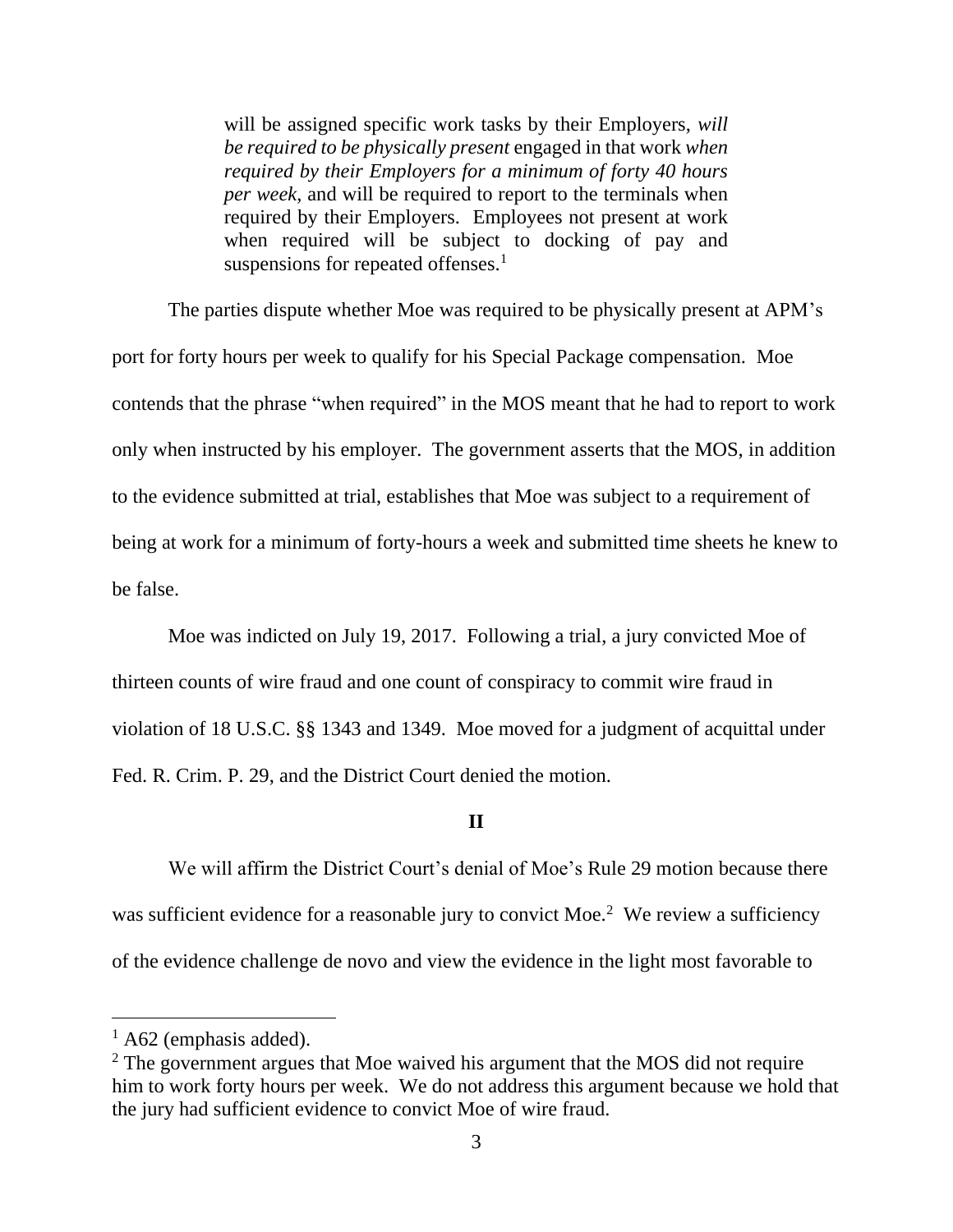> will be assigned specific work tasks by their Employers, *will be required to be physically present* engaged in that work *when required by their Employers for a minimum of forty 40 hours per week*, and will be required to report to the terminals when required by their Employers. Employees not present at work when required will be subject to docking of pay and suspensions for repeated offenses.[1]

The parties dispute whether Moe was required to be physically present at APM's port for forty hours per week to qualify for his Special Package compensation. Moe contends that the phrase "when required" in the MOS meant that he had to report to work only when instructed by his employer. The government asserts that the MOS, in addition to the evidence submitted at trial, establishes that Moe was subject to a requirement of being at work for a minimum of forty-hours a week and submitted time sheets he knew to be false.

Moe was indicted on July 19, 2017. Following a trial, a jury convicted Moe of thirteen counts of wire fraud and one count of conspiracy to commit wire fraud in violation of 18 U.S.C. §§ 1343 and 1349. Moe moved for a judgment of acquittal under Fed. R. Crim. P. 29, and the District Court denied the motion.

## II

We will affirm the District Court's denial of Moe's Rule 29 motion because there was sufficient evidence for a reasonable jury to convict Moe.[2] We review a sufficiency of the evidence challenge de novo and view the evidence in the light most favorable to

---

[1] A62 (emphasis added).

[2] The government argues that Moe waived his argument that the MOS did not require him to work forty hours per week. We do not address this argument because we hold that the jury had sufficient evidence to convict Moe of wire fraud.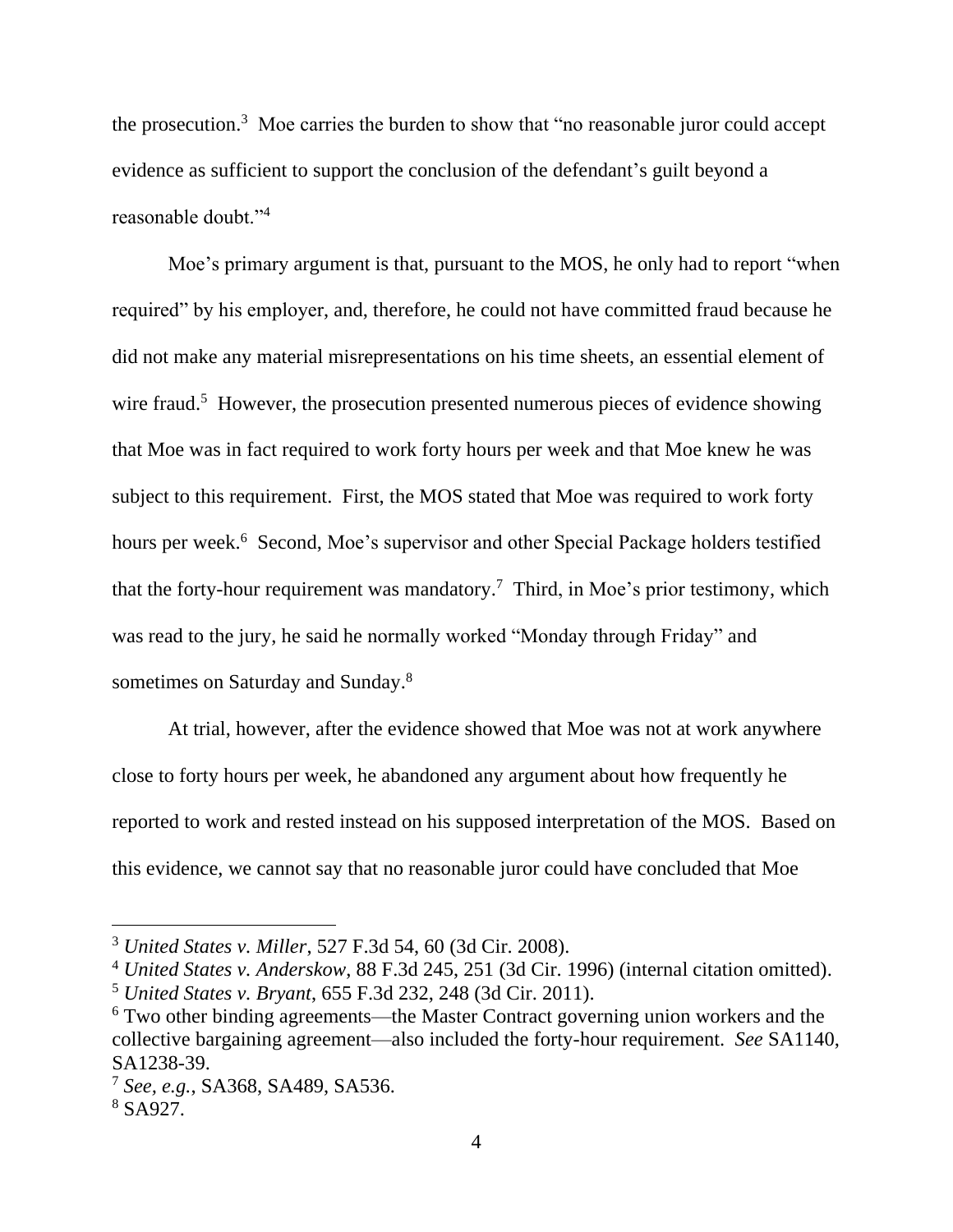the prosecution.[3] Moe carries the burden to show that "no reasonable juror could accept evidence as sufficient to support the conclusion of the defendant's guilt beyond a reasonable doubt."[4]

Moe's primary argument is that, pursuant to the MOS, he only had to report "when required" by his employer, and, therefore, he could not have committed fraud because he did not make any material misrepresentations on his time sheets, an essential element of wire fraud.[5] However, the prosecution presented numerous pieces of evidence showing that Moe was in fact required to work forty hours per week and that Moe knew he was subject to this requirement. First, the MOS stated that Moe was required to work forty hours per week.[6] Second, Moe's supervisor and other Special Package holders testified that the forty-hour requirement was mandatory.[7] Third, in Moe's prior testimony, which was read to the jury, he said he normally worked "Monday through Friday" and sometimes on Saturday and Sunday.[8]

At trial, however, after the evidence showed that Moe was not at work anywhere close to forty hours per week, he abandoned any argument about how frequently he reported to work and rested instead on his supposed interpretation of the MOS. Based on this evidence, we cannot say that no reasonable juror could have concluded that Moe

---

[3] *United States v. Miller*, 527 F.3d 54, 60 (3d Cir. 2008).

[4] *United States v. Anderskow*, 88 F.3d 245, 251 (3d Cir. 1996) (internal citation omitted).

[5] *United States v. Bryant*, 655 F.3d 232, 248 (3d Cir. 2011).

[6] Two other binding agreements—the Master Contract governing union workers and the collective bargaining agreement—also included the forty-hour requirement. *See* SA1140, SA1238-39.

[7] *See, e.g.*, SA368, SA489, SA536.

[8] SA927.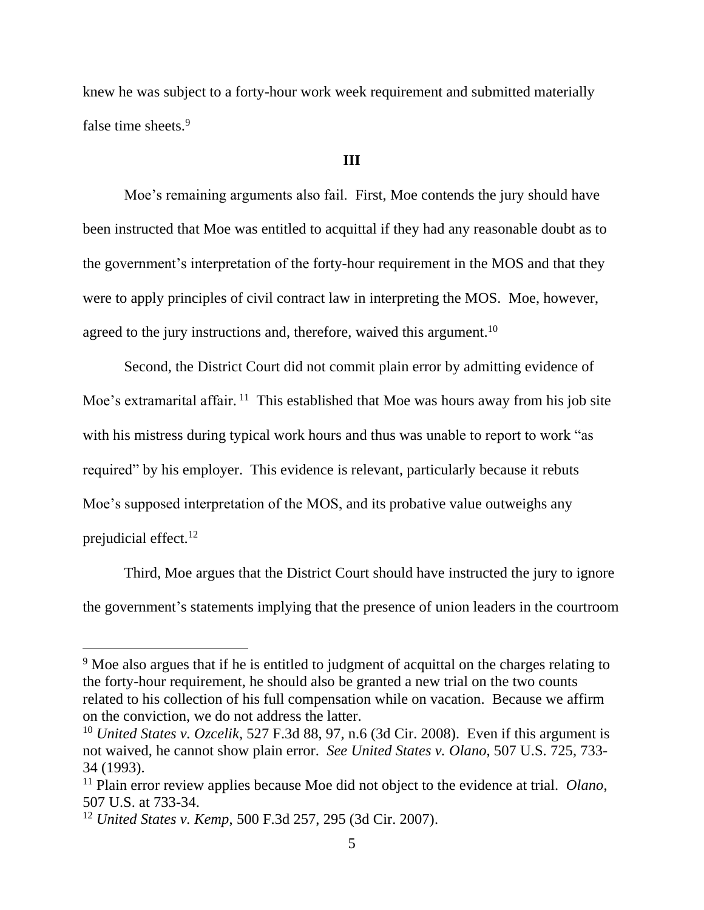knew he was subject to a forty-hour work week requirement and submitted materially false time sheets.[9]

**III**

Moe's remaining arguments also fail. First, Moe contends the jury should have been instructed that Moe was entitled to acquittal if they had any reasonable doubt as to the government's interpretation of the forty-hour requirement in the MOS and that they were to apply principles of civil contract law in interpreting the MOS. Moe, however, agreed to the jury instructions and, therefore, waived this argument.[10]

Second, the District Court did not commit plain error by admitting evidence of Moe's extramarital affair.[11] This established that Moe was hours away from his job site with his mistress during typical work hours and thus was unable to report to work "as required" by his employer. This evidence is relevant, particularly because it rebuts Moe's supposed interpretation of the MOS, and its probative value outweighs any prejudicial effect.[12]

Third, Moe argues that the District Court should have instructed the jury to ignore the government's statements implying that the presence of union leaders in the courtroom

---

[9] Moe also argues that if he is entitled to judgment of acquittal on the charges relating to the forty-hour requirement, he should also be granted a new trial on the two counts related to his collection of his full compensation while on vacation. Because we affirm on the conviction, we do not address the latter.

[10] *United States v. Ozcelik*, 527 F.3d 88, 97, n.6 (3d Cir. 2008). Even if this argument is not waived, he cannot show plain error. *See United States v. Olano*, 507 U.S. 725, 733-34 (1993).

[11] Plain error review applies because Moe did not object to the evidence at trial. *Olano*, 507 U.S. at 733-34.

[12] *United States v. Kemp*, 500 F.3d 257, 295 (3d Cir. 2007).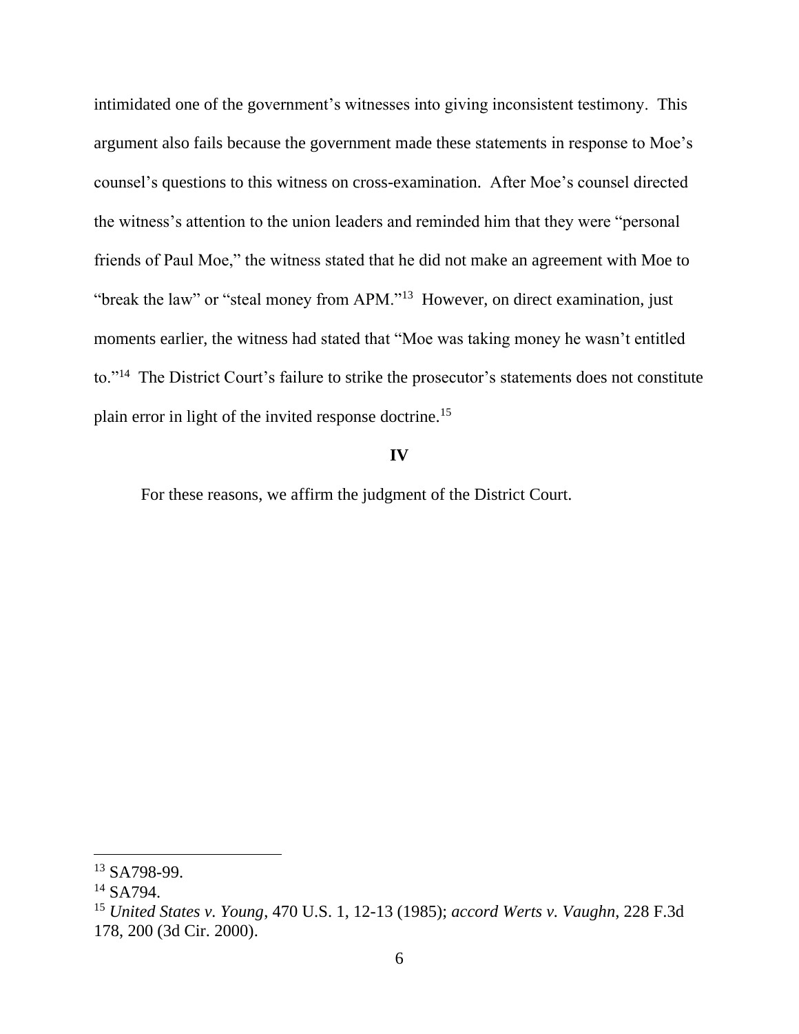intimidated one of the government's witnesses into giving inconsistent testimony. This argument also fails because the government made these statements in response to Moe's counsel's questions to this witness on cross-examination. After Moe's counsel directed the witness's attention to the union leaders and reminded him that they were "personal friends of Paul Moe," the witness stated that he did not make an agreement with Moe to "break the law" or "steal money from APM."[13] However, on direct examination, just moments earlier, the witness had stated that "Moe was taking money he wasn't entitled to."[14] The District Court's failure to strike the prosecutor's statements does not constitute plain error in light of the invited response doctrine.[15]

## IV

For these reasons, we affirm the judgment of the District Court.

---

[13] SA798-99.

[14] SA794.

[15] *United States v. Young*, 470 U.S. 1, 12-13 (1985); *accord Werts v. Vaughn*, 228 F.3d 178, 200 (3d Cir. 2000).